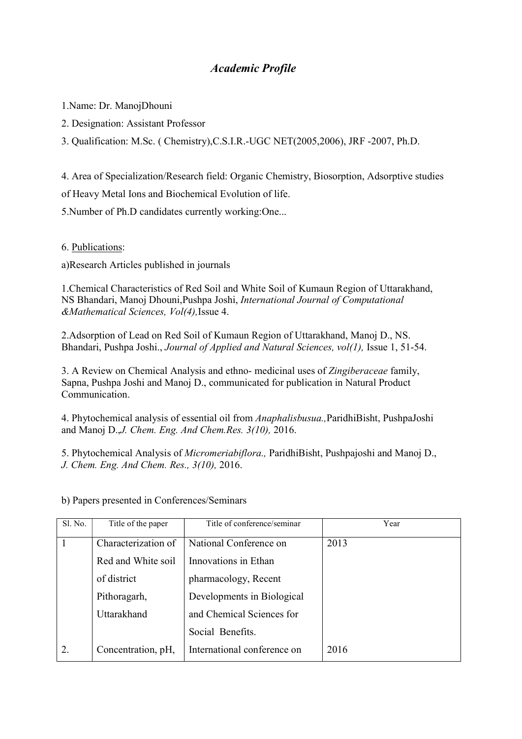# *Academic Profile*

1.Name: Dr. ManojDhouni

2. Designation: Assistant Professor

3. Qualification: M.Sc. ( Chemistry),C.S.I.R.-UGC NET(2005,2006), JRF -2007, Ph.D.

4. Area of Specialization/Research field: Organic Chemistry, Biosorption, Adsorptive studies of Heavy Metal Ions and Biochemical Evolution of life.

5.Number of Ph.D candidates currently working:One...

6. Publications:

a)Research Articles published in journals

1.Chemical Characteristics of Red Soil and White Soil of Kumaun Region of Uttarakhand, NS Bhandari, Manoj Dhouni,Pushpa Joshi, *International Journal of Computational &Mathematical Sciences, Vol(4),*Issue 4.

2.Adsorption of Lead on Red Soil of Kumaun Region of Uttarakhand, Manoj D., NS. Bhandari, Pushpa Joshi., *Journal of Applied and Natural Sciences, vol(1),* Issue 1, 51-54.

3. A Review on Chemical Analysis and ethno- medicinal uses of *Zingiberaceae* family, Sapna, Pushpa Joshi and Manoj D., communicated for publication in Natural Product Communication.

4. Phytochemical analysis of essential oil from *Anaphalisbusua.,*ParidhiBisht, PushpaJoshi and Manoj D.,*J. Chem. Eng. And Chem.Res. 3(10),* 2016.

5. Phytochemical Analysis of *Micromeriabiflora.,* ParidhiBisht, Pushpajoshi and Manoj D., *J. Chem. Eng. And Chem. Res., 3(10),* 2016.

b) Papers presented in Conferences/Seminars

| Sl. No. | Title of the paper | Title of conference/seminar | Year |
|---|---|---|---|
| 1 | Characterization of Red and White soil of district Pithoragarh, Uttarakhand | National Conference on Innovations in Ethan pharmacology, Recent Developments in Biological and Chemical Sciences for Social Benefits. | 2013 |
| 2. | Concentration, pH, | International conference on | 2016 |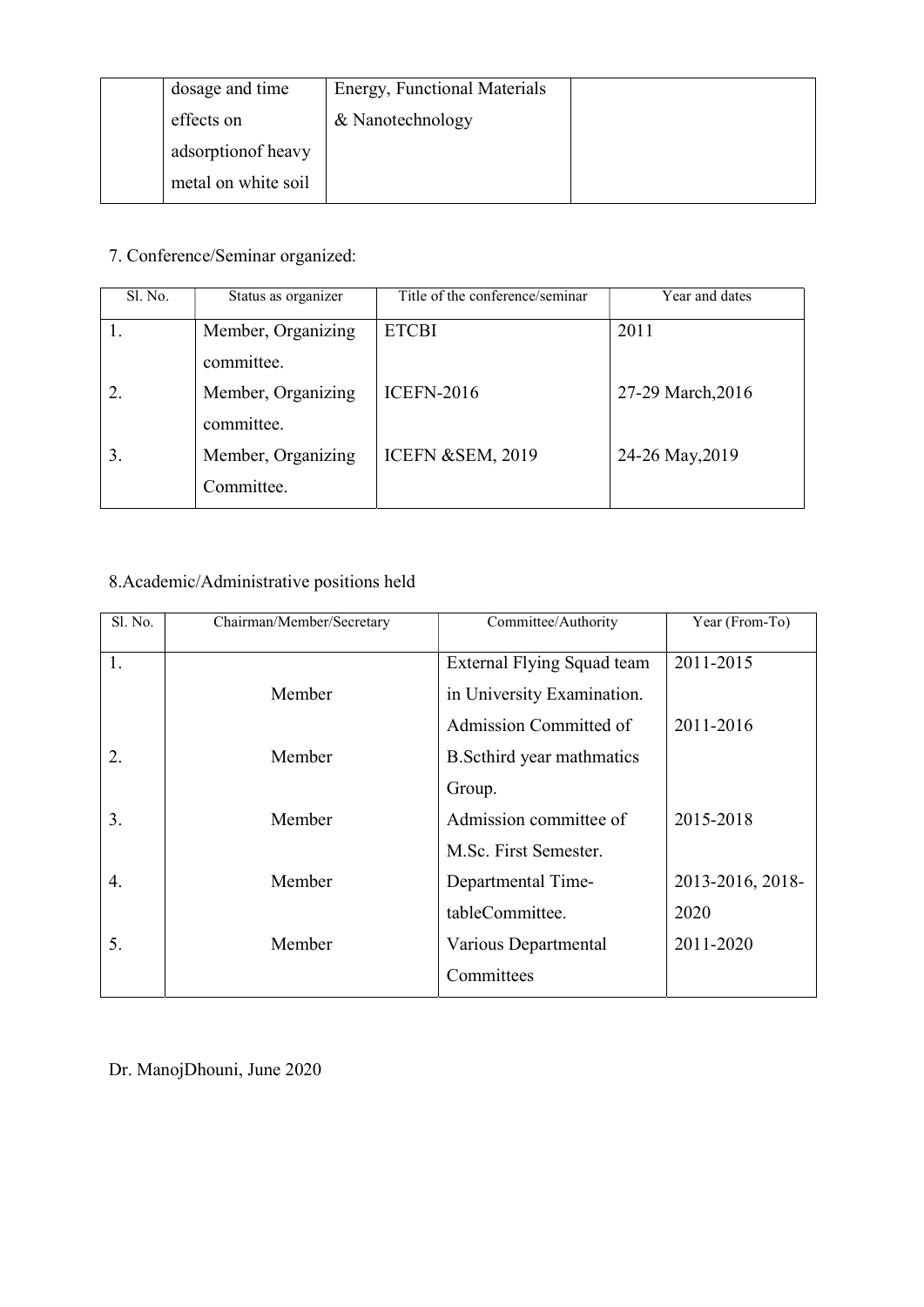| | | | |
|---|---|---|---|
| | dosage and time effects on adsorptionof heavy metal on white soil | Energy, Functional Materials & Nanotechnology | |

7. Conference/Seminar organized:

| Sl. No. | Status as organizer | Title of the conference/seminar | Year and dates |
|---|---|---|---|
| 1. | Member, Organizing committee. | ETCBI | 2011 |
| 2. | Member, Organizing committee. | ICEFN-2016 | 27-29 March,2016 |
| 3. | Member, Organizing Committee. | ICEFN &SEM, 2019 | 24-26 May,2019 |

8.Academic/Administrative positions held

| Sl. No. | Chairman/Member/Secretary | Committee/Authority | Year (From-To) |
|---|---|---|---|
| 1. | Member | External Flying Squad team in University Examination. | 2011-2015 |
| 2. | Member | Admission Committed of B.Scthird year mathmatics Group. | 2011-2016 |
| 3. | Member | Admission committee of M.Sc. First Semester. | 2015-2018 |
| 4. | Member | Departmental Time-tableCommittee. | 2013-2016, 2018-2020 |
| 5. | Member | Various Departmental Committees | 2011-2020 |

Dr. ManojDhouni, June 2020